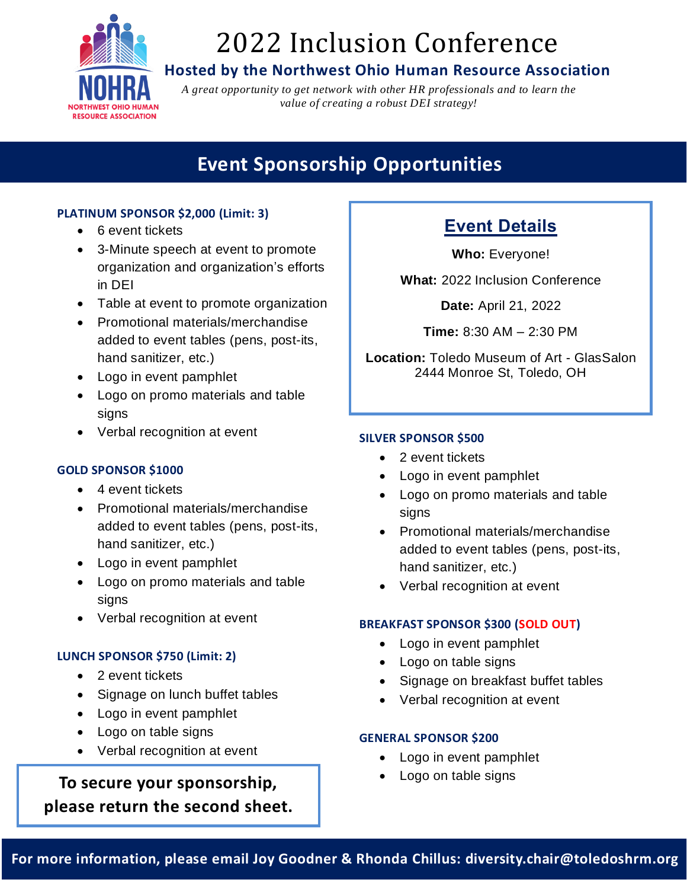NOHRA
NORTHWEST OHIO HUMAN RESOURCE ASSOCIATION

# 2022 Inclusion Conference

### Hosted by the Northwest Ohio Human Resource Association

*A great opportunity to get network with other HR professionals and to learn the value of creating a robust DEI strategy!*

## Event Sponsorship Opportunities

## Event Details

**Who:** Everyone!

**What:** 2022 Inclusion Conference

**Date:** April 21, 2022

**Time:** 8:30 AM – 2:30 PM

**Location:** Toledo Museum of Art - GlasSalon
2444 Monroe St, Toledo, OH

**PLATINUM SPONSOR $2,000 (Limit: 3)**

- 6 event tickets
- 3-Minute speech at event to promote organization and organization's efforts in DEI
- Table at event to promote organization
- Promotional materials/merchandise added to event tables (pens, post-its, hand sanitizer, etc.)
- Logo in event pamphlet
- Logo on promo materials and table signs
- Verbal recognition at event

**GOLD SPONSOR $1000**

- 4 event tickets
- Promotional materials/merchandise added to event tables (pens, post-its, hand sanitizer, etc.)
- Logo in event pamphlet
- Logo on promo materials and table signs
- Verbal recognition at event

**LUNCH SPONSOR $750 (Limit: 2)**

- 2 event tickets
- Signage on lunch buffet tables
- Logo in event pamphlet
- Logo on table signs
- Verbal recognition at event

**SILVER SPONSOR $500**

- 2 event tickets
- Logo in event pamphlet
- Logo on promo materials and table signs
- Promotional materials/merchandise added to event tables (pens, post-its, hand sanitizer, etc.)
- Verbal recognition at event

**BREAKFAST SPONSOR $300 (SOLD OUT)**

- Logo in event pamphlet
- Logo on table signs
- Signage on breakfast buffet tables
- Verbal recognition at event

**GENERAL SPONSOR $200**

- Logo in event pamphlet
- Logo on table signs

**To secure your sponsorship, please return the second sheet.**

**For more information, please email Joy Goodner & Rhonda Chillus: diversity.chair@toledoshrm.org**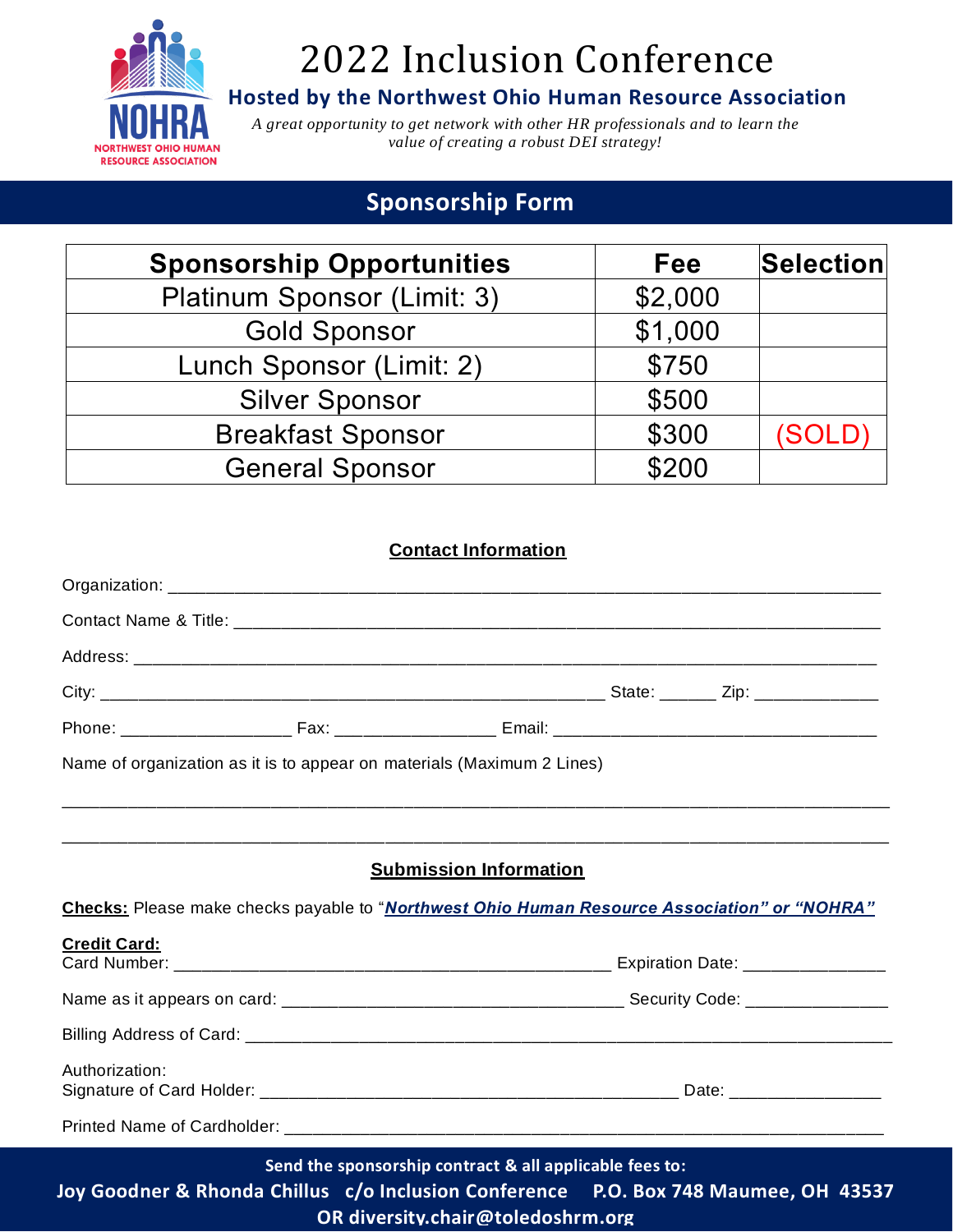NOHRA
NORTHWEST OHIO HUMAN RESOURCE ASSOCIATION

# 2022 Inclusion Conference

### Hosted by the Northwest Ohio Human Resource Association

*A great opportunity to get network with other HR professionals and to learn the value of creating a robust DEI strategy!*

## Sponsorship Form

| Sponsorship Opportunities | Fee | Selection |
|---|---|---|
| Platinum Sponsor (Limit: 3) | $2,000 | |
| Gold Sponsor | $1,000 | |
| Lunch Sponsor (Limit: 2) | $750 | |
| Silver Sponsor | $500 | |
| Breakfast Sponsor | $300 | (SOLD) |
| General Sponsor | $200 | |

**Contact Information**

Organization: ______________________________________________________________________________

Contact Name & Title: _______________________________________________________________________

Address: ___________________________________________________________________________________

City: ____________________________________________________ State: ______ Zip: _____________

Phone: __________________ Fax: _________________ Email: ___________________________________

Name of organization as it is to appear on materials (Maximum 2 Lines)

______________________________________________________________________________________________

______________________________________________________________________________________________

**Submission Information**

**Checks:** Please make checks payable to "***Northwest Ohio Human Resource Association" or "NOHRA"***

**Credit Card:**
Card Number: _______________________________________________ Expiration Date: _______________

Name as it appears on card: ___________________________________ Security Code: _______________

Billing Address of Card: _______________________________________________________________________

Authorization:
Signature of Card Holder: ______________________________________________ Date: ________________

Printed Name of Cardholder: ___________________________________________________________________

**Send the sponsorship contract & all applicable fees to:**

**Joy Goodner & Rhonda Chillus c/o Inclusion Conference P.O. Box 748 Maumee, OH 43537**

**OR diversity.chair@toledoshrm.org**